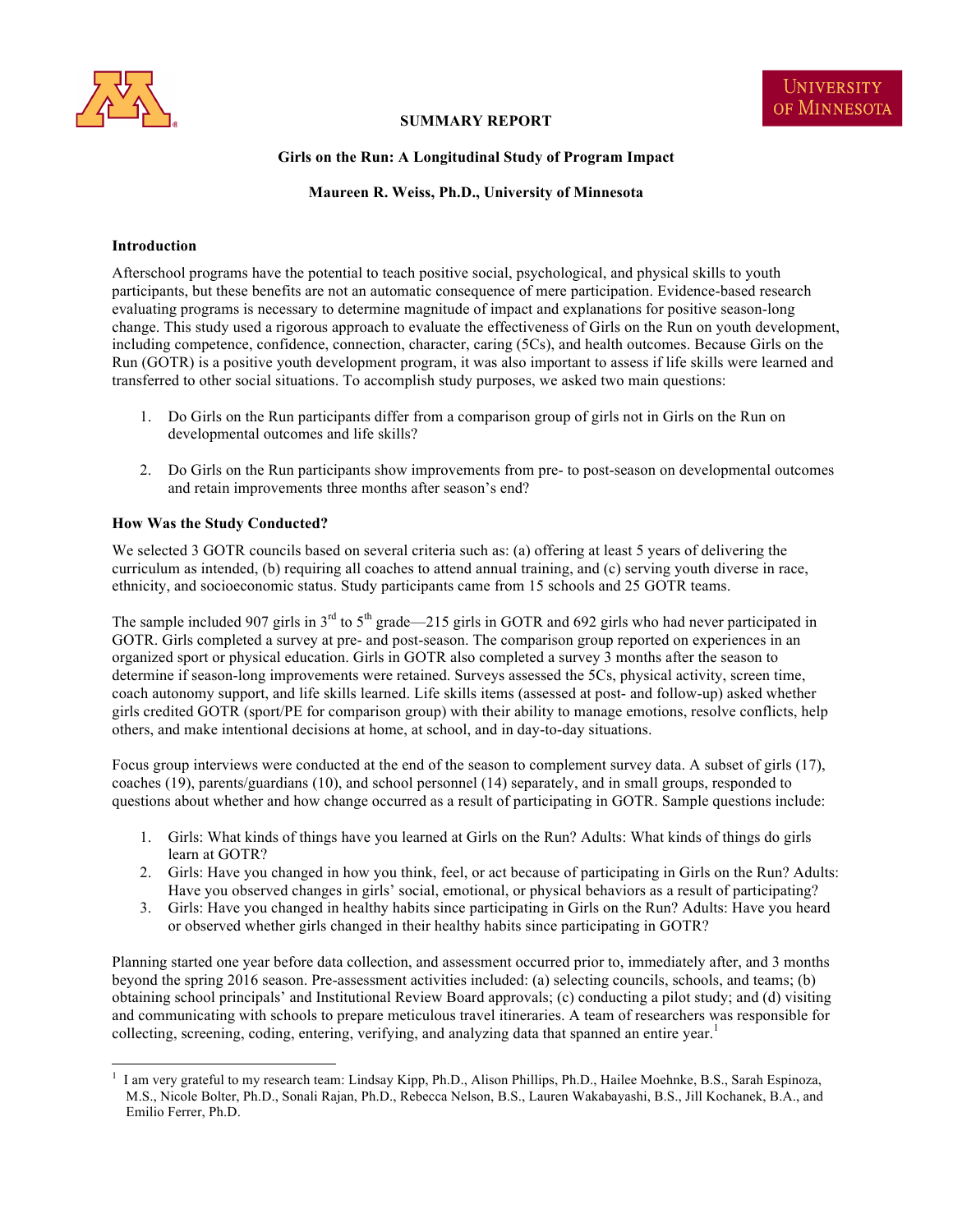**SUMMARY REPORT**

# Girls on the Run: A Longitudinal Study of Program Impact

**Maureen R. Weiss, Ph.D., University of Minnesota**

## Introduction

Afterschool programs have the potential to teach positive social, psychological, and physical skills to youth participants, but these benefits are not an automatic consequence of mere participation. Evidence-based research evaluating programs is necessary to determine magnitude of impact and explanations for positive season-long change. This study used a rigorous approach to evaluate the effectiveness of Girls on the Run on youth development, including competence, confidence, connection, character, caring (5Cs), and health outcomes. Because Girls on the Run (GOTR) is a positive youth development program, it was also important to assess if life skills were learned and transferred to other social situations. To accomplish study purposes, we asked two main questions:

1. Do Girls on the Run participants differ from a comparison group of girls not in Girls on the Run on developmental outcomes and life skills?
2. Do Girls on the Run participants show improvements from pre- to post-season on developmental outcomes and retain improvements three months after season's end?

## How Was the Study Conducted?

We selected 3 GOTR councils based on several criteria such as: (a) offering at least 5 years of delivering the curriculum as intended, (b) requiring all coaches to attend annual training, and (c) serving youth diverse in race, ethnicity, and socioeconomic status. Study participants came from 15 schools and 25 GOTR teams.

The sample included 907 girls in 3rd to 5th grade—215 girls in GOTR and 692 girls who had never participated in GOTR. Girls completed a survey at pre- and post-season. The comparison group reported on experiences in an organized sport or physical education. Girls in GOTR also completed a survey 3 months after the season to determine if season-long improvements were retained. Surveys assessed the 5Cs, physical activity, screen time, coach autonomy support, and life skills learned. Life skills items (assessed at post- and follow-up) asked whether girls credited GOTR (sport/PE for comparison group) with their ability to manage emotions, resolve conflicts, help others, and make intentional decisions at home, at school, and in day-to-day situations.

Focus group interviews were conducted at the end of the season to complement survey data. A subset of girls (17), coaches (19), parents/guardians (10), and school personnel (14) separately, and in small groups, responded to questions about whether and how change occurred as a result of participating in GOTR. Sample questions include:

1. Girls: What kinds of things have you learned at Girls on the Run? Adults: What kinds of things do girls learn at GOTR?
2. Girls: Have you changed in how you think, feel, or act because of participating in Girls on the Run? Adults: Have you observed changes in girls' social, emotional, or physical behaviors as a result of participating?
3. Girls: Have you changed in healthy habits since participating in Girls on the Run? Adults: Have you heard or observed whether girls changed in their healthy habits since participating in GOTR?

Planning started one year before data collection, and assessment occurred prior to, immediately after, and 3 months beyond the spring 2016 season. Pre-assessment activities included: (a) selecting councils, schools, and teams; (b) obtaining school principals' and Institutional Review Board approvals; (c) conducting a pilot study; and (d) visiting and communicating with schools to prepare meticulous travel itineraries. A team of researchers was responsible for collecting, screening, coding, entering, verifying, and analyzing data that spanned an entire year.[1]

---

[1] I am very grateful to my research team: Lindsay Kipp, Ph.D., Alison Phillips, Ph.D., Hailee Moehnke, B.S., Sarah Espinoza, M.S., Nicole Bolter, Ph.D., Sonali Rajan, Ph.D., Rebecca Nelson, B.S., Lauren Wakabayashi, B.S., Jill Kochanek, B.A., and Emilio Ferrer, Ph.D.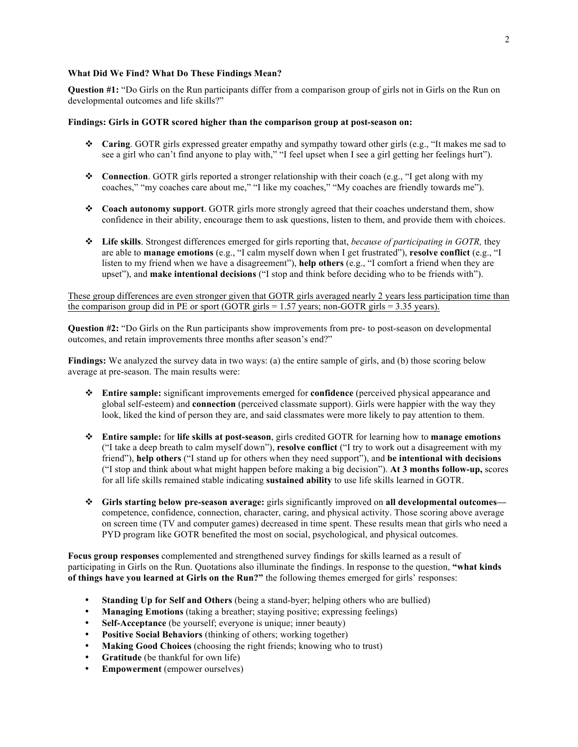**What Did We Find? What Do These Findings Mean?**

**Question #1:** "Do Girls on the Run participants differ from a comparison group of girls not in Girls on the Run on developmental outcomes and life skills?"

**Findings: Girls in GOTR scored higher than the comparison group at post-season on:**

- **Caring**. GOTR girls expressed greater empathy and sympathy toward other girls (e.g., "It makes me sad to see a girl who can't find anyone to play with," "I feel upset when I see a girl getting her feelings hurt").
- **Connection**. GOTR girls reported a stronger relationship with their coach (e.g., "I get along with my coaches," "my coaches care about me," "I like my coaches," "My coaches are friendly towards me").
- **Coach autonomy support**. GOTR girls more strongly agreed that their coaches understand them, show confidence in their ability, encourage them to ask questions, listen to them, and provide them with choices.
- **Life skills**. Strongest differences emerged for girls reporting that, *because of participating in GOTR,* they are able to **manage emotions** (e.g., "I calm myself down when I get frustrated"), **resolve conflict** (e.g., "I listen to my friend when we have a disagreement"), **help others** (e.g., "I comfort a friend when they are upset"), and **make intentional decisions** ("I stop and think before deciding who to be friends with").

<u>These group differences are even stronger given that GOTR girls averaged nearly 2 years less participation time than the comparison group did in PE or sport (GOTR girls = 1.57 years; non-GOTR girls = 3.35 years).</u>

**Question #2:** "Do Girls on the Run participants show improvements from pre- to post-season on developmental outcomes, and retain improvements three months after season's end?"

**Findings:** We analyzed the survey data in two ways: (a) the entire sample of girls, and (b) those scoring below average at pre-season. The main results were:

- **Entire sample:** significant improvements emerged for **confidence** (perceived physical appearance and global self-esteem) and **connection** (perceived classmate support). Girls were happier with the way they look, liked the kind of person they are, and said classmates were more likely to pay attention to them.
- **Entire sample:** for **life skills at post-season**, girls credited GOTR for learning how to **manage emotions** ("I take a deep breath to calm myself down"), **resolve conflict** ("I try to work out a disagreement with my friend"), **help others** ("I stand up for others when they need support"), and **be intentional with decisions** ("I stop and think about what might happen before making a big decision"). **At 3 months follow-up,** scores for all life skills remained stable indicating **sustained ability** to use life skills learned in GOTR.
- **Girls starting below pre-season average:** girls significantly improved on **all developmental outcomes—** competence, confidence, connection, character, caring, and physical activity. Those scoring above average on screen time (TV and computer games) decreased in time spent. These results mean that girls who need a PYD program like GOTR benefited the most on social, psychological, and physical outcomes.

**Focus group responses** complemented and strengthened survey findings for skills learned as a result of participating in Girls on the Run. Quotations also illuminate the findings. In response to the question, **"what kinds of things have you learned at Girls on the Run?"** the following themes emerged for girls' responses:

- **Standing Up for Self and Others** (being a stand-byer; helping others who are bullied)
- **Managing Emotions** (taking a breather; staying positive; expressing feelings)
- **Self-Acceptance** (be yourself; everyone is unique; inner beauty)
- **Positive Social Behaviors** (thinking of others; working together)
- **Making Good Choices** (choosing the right friends; knowing who to trust)
- **Gratitude** (be thankful for own life)
- **Empowerment** (empower ourselves)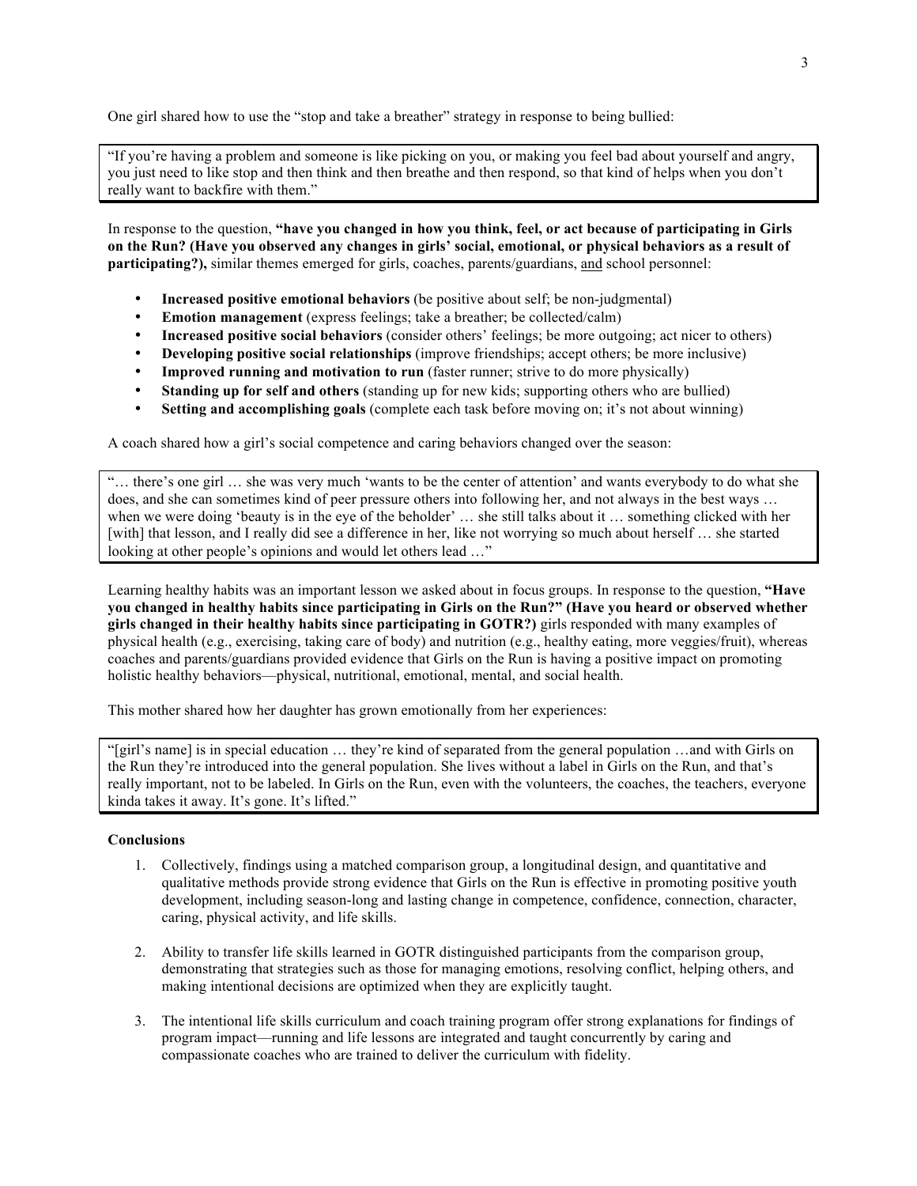One girl shared how to use the "stop and take a breather" strategy in response to being bullied:

> "If you're having a problem and someone is like picking on you, or making you feel bad about yourself and angry, you just need to like stop and then think and then breathe and then respond, so that kind of helps when you don't really want to backfire with them."

In response to the question, **"have you changed in how you think, feel, or act because of participating in Girls on the Run? (Have you observed any changes in girls' social, emotional, or physical behaviors as a result of participating?),** similar themes emerged for girls, coaches, parents/guardians, and school personnel:

- **Increased positive emotional behaviors** (be positive about self; be non-judgmental)
- **Emotion management** (express feelings; take a breather; be collected/calm)
- **Increased positive social behaviors** (consider others' feelings; be more outgoing; act nicer to others)
- **Developing positive social relationships** (improve friendships; accept others; be more inclusive)
- **Improved running and motivation to run** (faster runner; strive to do more physically)
- **Standing up for self and others** (standing up for new kids; supporting others who are bullied)
- **Setting and accomplishing goals** (complete each task before moving on; it's not about winning)

A coach shared how a girl's social competence and caring behaviors changed over the season:

> "… there's one girl … she was very much 'wants to be the center of attention' and wants everybody to do what she does, and she can sometimes kind of peer pressure others into following her, and not always in the best ways … when we were doing 'beauty is in the eye of the beholder' … she still talks about it … something clicked with her [with] that lesson, and I really did see a difference in her, like not worrying so much about herself … she started looking at other people's opinions and would let others lead …"

Learning healthy habits was an important lesson we asked about in focus groups. In response to the question, **"Have you changed in healthy habits since participating in Girls on the Run?" (Have you heard or observed whether girls changed in their healthy habits since participating in GOTR?)** girls responded with many examples of physical health (e.g., exercising, taking care of body) and nutrition (e.g., healthy eating, more veggies/fruit), whereas coaches and parents/guardians provided evidence that Girls on the Run is having a positive impact on promoting holistic healthy behaviors—physical, nutritional, emotional, mental, and social health.

This mother shared how her daughter has grown emotionally from her experiences:

> "[girl's name] is in special education … they're kind of separated from the general population …and with Girls on the Run they're introduced into the general population. She lives without a label in Girls on the Run, and that's really important, not to be labeled. In Girls on the Run, even with the volunteers, the coaches, the teachers, everyone kinda takes it away. It's gone. It's lifted."

**Conclusions**

1. Collectively, findings using a matched comparison group, a longitudinal design, and quantitative and qualitative methods provide strong evidence that Girls on the Run is effective in promoting positive youth development, including season-long and lasting change in competence, confidence, connection, character, caring, physical activity, and life skills.

2. Ability to transfer life skills learned in GOTR distinguished participants from the comparison group, demonstrating that strategies such as those for managing emotions, resolving conflict, helping others, and making intentional decisions are optimized when they are explicitly taught.

3. The intentional life skills curriculum and coach training program offer strong explanations for findings of program impact—running and life lessons are integrated and taught concurrently by caring and compassionate coaches who are trained to deliver the curriculum with fidelity.